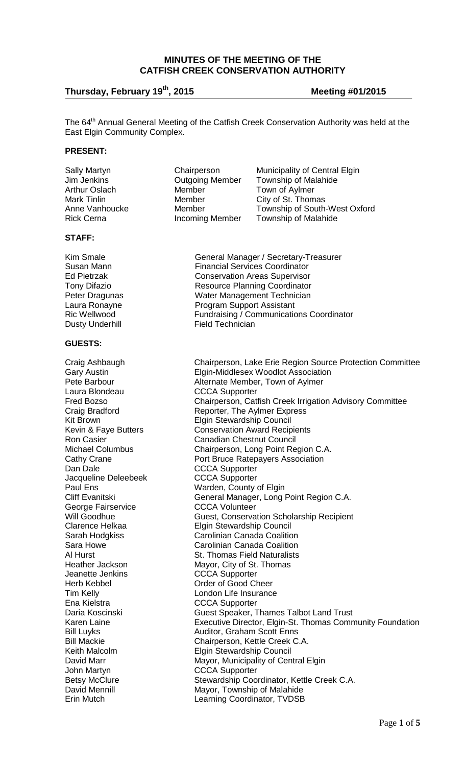# MINUTES OF THE MEETING OF THE CATFISH CREEK CONSERVATION AUTHORITY

**Thursday, February 19th, 2015** **Meeting #01/2015**

The 64th Annual General Meeting of the Catfish Creek Conservation Authority was held at the East Elgin Community Complex.

**PRESENT:**

| | | |
|---|---|---|
| Sally Martyn | Chairperson | Municipality of Central Elgin |
| Jim Jenkins | Outgoing Member | Township of Malahide |
| Arthur Oslach | Member | Town of Aylmer |
| Mark Tinlin | Member | City of St. Thomas |
| Anne Vanhoucke | Member | Township of South-West Oxford |
| Rick Cerna | Incoming Member | Township of Malahide |

**STAFF:**

| | |
|---|---|
| Kim Smale | General Manager / Secretary-Treasurer |
| Susan Mann | Financial Services Coordinator |
| Ed Pietrzak | Conservation Areas Supervisor |
| Tony Difazio | Resource Planning Coordinator |
| Peter Dragunas | Water Management Technician |
| Laura Ronayne | Program Support Assistant |
| Ric Wellwood | Fundraising / Communications Coordinator |
| Dusty Underhill | Field Technician |

**GUESTS:**

| | |
|---|---|
| Craig Ashbaugh | Chairperson, Lake Erie Region Source Protection Committee |
| Gary Austin | Elgin-Middlesex Woodlot Association |
| Pete Barbour | Alternate Member, Town of Aylmer |
| Laura Blondeau | CCCA Supporter |
| Fred Bozso | Chairperson, Catfish Creek Irrigation Advisory Committee |
| Craig Bradford | Reporter, The Aylmer Express |
| Kit Brown | Elgin Stewardship Council |
| Kevin & Faye Butters | Conservation Award Recipients |
| Ron Casier | Canadian Chestnut Council |
| Michael Columbus | Chairperson, Long Point Region C.A. |
| Cathy Crane | Port Bruce Ratepayers Association |
| Dan Dale | CCCA Supporter |
| Jacqueline Deleebeek | CCCA Supporter |
| Paul Ens | Warden, County of Elgin |
| Cliff Evanitski | General Manager, Long Point Region C.A. |
| George Fairservice | CCCA Volunteer |
| Will Goodhue | Guest, Conservation Scholarship Recipient |
| Clarence Helkaa | Elgin Stewardship Council |
| Sarah Hodgkiss | Carolinian Canada Coalition |
| Sara Howe | Carolinian Canada Coalition |
| Al Hurst | St. Thomas Field Naturalists |
| Heather Jackson | Mayor, City of St. Thomas |
| Jeanette Jenkins | CCCA Supporter |
| Herb Kebbel | Order of Good Cheer |
| Tim Kelly | London Life Insurance |
| Ena Kielstra | CCCA Supporter |
| Daria Koscinski | Guest Speaker, Thames Talbot Land Trust |
| Karen Laine | Executive Director, Elgin-St. Thomas Community Foundation |
| Bill Luyks | Auditor, Graham Scott Enns |
| Bill Mackie | Chairperson, Kettle Creek C.A. |
| Keith Malcolm | Elgin Stewardship Council |
| David Marr | Mayor, Municipality of Central Elgin |
| John Martyn | CCCA Supporter |
| Betsy McClure | Stewardship Coordinator, Kettle Creek C.A. |
| David Mennill | Mayor, Township of Malahide |
| Erin Mutch | Learning Coordinator, TVDSB |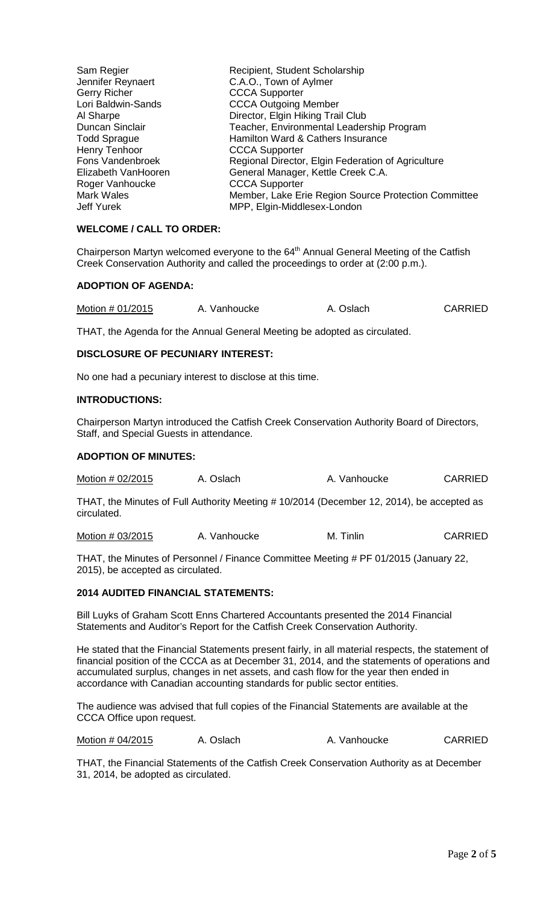| | |
|---|---|
| Sam Regier | Recipient, Student Scholarship |
| Jennifer Reynaert | C.A.O., Town of Aylmer |
| Gerry Richer | CCCA Supporter |
| Lori Baldwin-Sands | CCCA Outgoing Member |
| Al Sharpe | Director, Elgin Hiking Trail Club |
| Duncan Sinclair | Teacher, Environmental Leadership Program |
| Todd Sprague | Hamilton Ward & Cathers Insurance |
| Henry Tenhoor | CCCA Supporter |
| Fons Vandenbroek | Regional Director, Elgin Federation of Agriculture |
| Elizabeth VanHooren | General Manager, Kettle Creek C.A. |
| Roger Vanhoucke | CCCA Supporter |
| Mark Wales | Member, Lake Erie Region Source Protection Committee |
| Jeff Yurek | MPP, Elgin-Middlesex-London |

**WELCOME / CALL TO ORDER:**

Chairperson Martyn welcomed everyone to the 64th Annual General Meeting of the Catfish Creek Conservation Authority and called the proceedings to order at (2:00 p.m.).

**ADOPTION OF AGENDA:**

| Motion # 01/2015 | A. Vanhoucke | A. Oslach | CARRIED |
|---|---|---|---|

THAT, the Agenda for the Annual General Meeting be adopted as circulated.

**DISCLOSURE OF PECUNIARY INTEREST:**

No one had a pecuniary interest to disclose at this time.

**INTRODUCTIONS:**

Chairperson Martyn introduced the Catfish Creek Conservation Authority Board of Directors, Staff, and Special Guests in attendance.

**ADOPTION OF MINUTES:**

| Motion # 02/2015 | A. Oslach | A. Vanhoucke | CARRIED |
|---|---|---|---|

THAT, the Minutes of Full Authority Meeting # 10/2014 (December 12, 2014), be accepted as circulated.

| Motion # 03/2015 | A. Vanhoucke | M. Tinlin | CARRIED |
|---|---|---|---|

THAT, the Minutes of Personnel / Finance Committee Meeting # PF 01/2015 (January 22, 2015), be accepted as circulated.

**2014 AUDITED FINANCIAL STATEMENTS:**

Bill Luyks of Graham Scott Enns Chartered Accountants presented the 2014 Financial Statements and Auditor's Report for the Catfish Creek Conservation Authority.

He stated that the Financial Statements present fairly, in all material respects, the statement of financial position of the CCCA as at December 31, 2014, and the statements of operations and accumulated surplus, changes in net assets, and cash flow for the year then ended in accordance with Canadian accounting standards for public sector entities.

The audience was advised that full copies of the Financial Statements are available at the CCCA Office upon request.

| Motion # 04/2015 | A. Oslach | A. Vanhoucke | CARRIED |
|---|---|---|---|

THAT, the Financial Statements of the Catfish Creek Conservation Authority as at December 31, 2014, be adopted as circulated.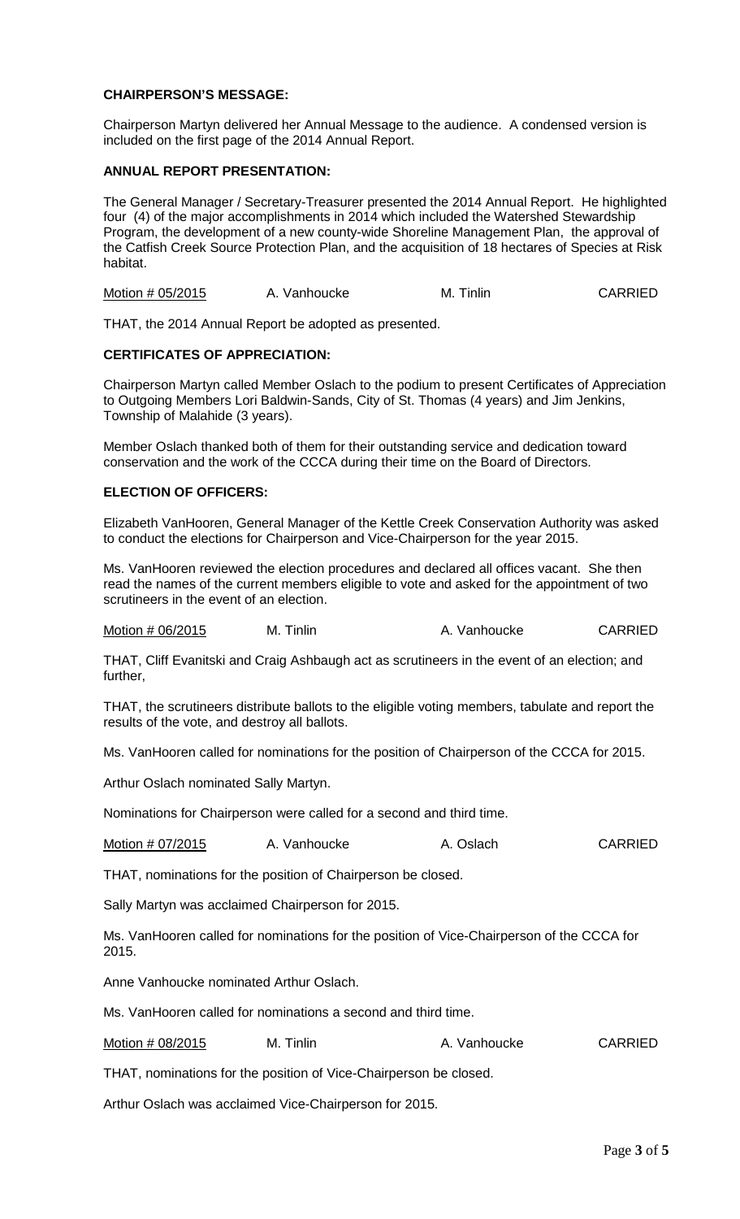**CHAIRPERSON'S MESSAGE:**

Chairperson Martyn delivered her Annual Message to the audience. A condensed version is included on the first page of the 2014 Annual Report.

**ANNUAL REPORT PRESENTATION:**

The General Manager / Secretary-Treasurer presented the 2014 Annual Report. He highlighted four (4) of the major accomplishments in 2014 which included the Watershed Stewardship Program, the development of a new county-wide Shoreline Management Plan, the approval of the Catfish Creek Source Protection Plan, and the acquisition of 18 hectares of Species at Risk habitat.

| Motion # 05/2015 | A. Vanhoucke | M. Tinlin | CARRIED |
|---|---|---|---|

THAT, the 2014 Annual Report be adopted as presented.

**CERTIFICATES OF APPRECIATION:**

Chairperson Martyn called Member Oslach to the podium to present Certificates of Appreciation to Outgoing Members Lori Baldwin-Sands, City of St. Thomas (4 years) and Jim Jenkins, Township of Malahide (3 years).

Member Oslach thanked both of them for their outstanding service and dedication toward conservation and the work of the CCCA during their time on the Board of Directors.

**ELECTION OF OFFICERS:**

Elizabeth VanHooren, General Manager of the Kettle Creek Conservation Authority was asked to conduct the elections for Chairperson and Vice-Chairperson for the year 2015.

Ms. VanHooren reviewed the election procedures and declared all offices vacant. She then read the names of the current members eligible to vote and asked for the appointment of two scrutineers in the event of an election.

| Motion # 06/2015 | M. Tinlin | A. Vanhoucke | CARRIED |
|---|---|---|---|

THAT, Cliff Evanitski and Craig Ashbaugh act as scrutineers in the event of an election; and further,

THAT, the scrutineers distribute ballots to the eligible voting members, tabulate and report the results of the vote, and destroy all ballots.

Ms. VanHooren called for nominations for the position of Chairperson of the CCCA for 2015.

Arthur Oslach nominated Sally Martyn.

Nominations for Chairperson were called for a second and third time.

| Motion # 07/2015 | A. Vanhoucke | A. Oslach | CARRIED |
|---|---|---|---|

THAT, nominations for the position of Chairperson be closed.

Sally Martyn was acclaimed Chairperson for 2015.

Ms. VanHooren called for nominations for the position of Vice-Chairperson of the CCCA for 2015.

Anne Vanhoucke nominated Arthur Oslach.

Ms. VanHooren called for nominations a second and third time.

| Motion # 08/2015 | M. Tinlin | A. Vanhoucke | CARRIED |
|---|---|---|---|

THAT, nominations for the position of Vice-Chairperson be closed.

Arthur Oslach was acclaimed Vice-Chairperson for 2015.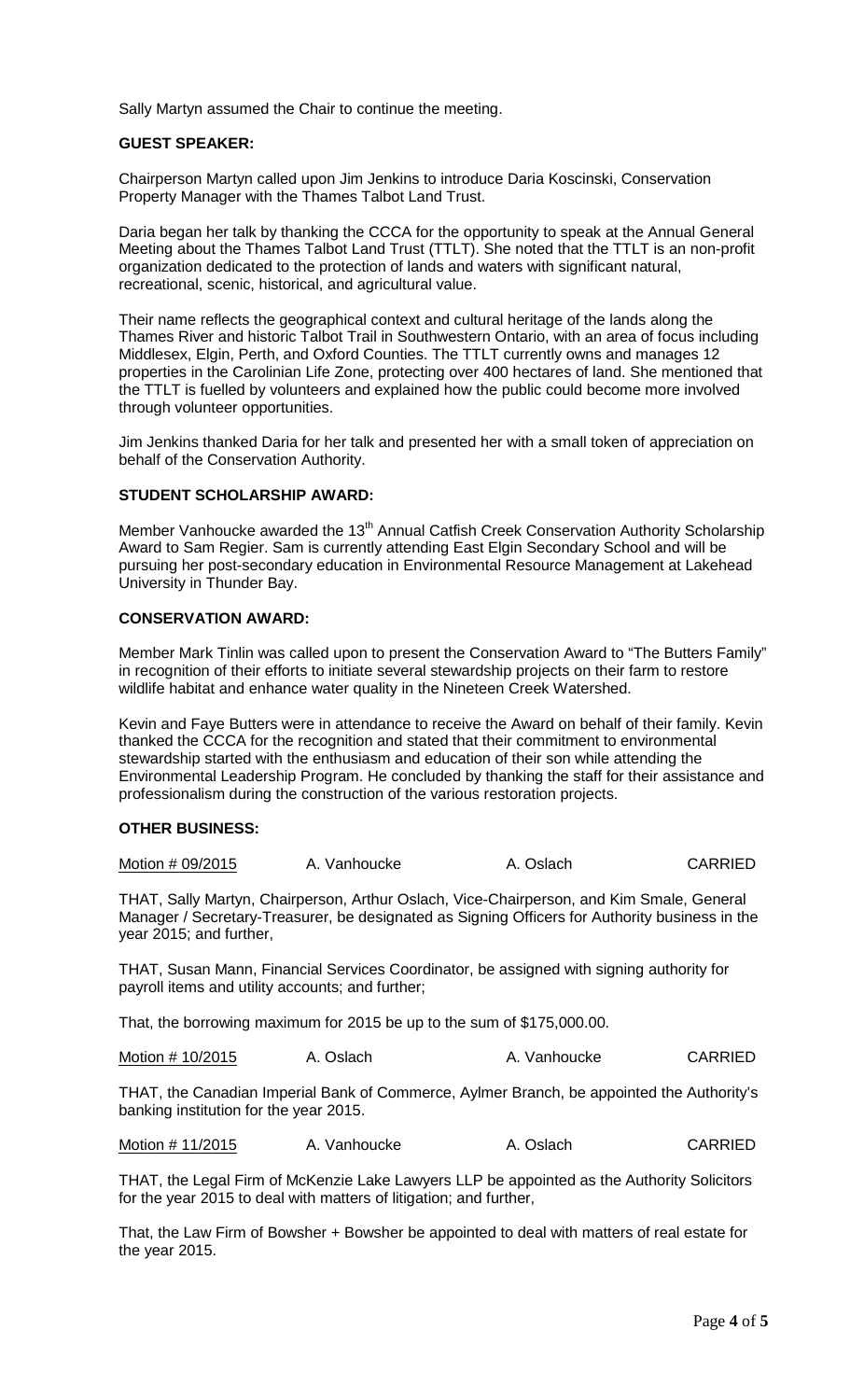Sally Martyn assumed the Chair to continue the meeting.

**GUEST SPEAKER:**

Chairperson Martyn called upon Jim Jenkins to introduce Daria Koscinski, Conservation Property Manager with the Thames Talbot Land Trust.

Daria began her talk by thanking the CCCA for the opportunity to speak at the Annual General Meeting about the Thames Talbot Land Trust (TTLT). She noted that the TTLT is an non-profit organization dedicated to the protection of lands and waters with significant natural, recreational, scenic, historical, and agricultural value.

Their name reflects the geographical context and cultural heritage of the lands along the Thames River and historic Talbot Trail in Southwestern Ontario, with an area of focus including Middlesex, Elgin, Perth, and Oxford Counties. The TTLT currently owns and manages 12 properties in the Carolinian Life Zone, protecting over 400 hectares of land. She mentioned that the TTLT is fuelled by volunteers and explained how the public could become more involved through volunteer opportunities.

Jim Jenkins thanked Daria for her talk and presented her with a small token of appreciation on behalf of the Conservation Authority.

**STUDENT SCHOLARSHIP AWARD:**

Member Vanhoucke awarded the 13th Annual Catfish Creek Conservation Authority Scholarship Award to Sam Regier. Sam is currently attending East Elgin Secondary School and will be pursuing her post-secondary education in Environmental Resource Management at Lakehead University in Thunder Bay.

**CONSERVATION AWARD:**

Member Mark Tinlin was called upon to present the Conservation Award to "The Butters Family" in recognition of their efforts to initiate several stewardship projects on their farm to restore wildlife habitat and enhance water quality in the Nineteen Creek Watershed.

Kevin and Faye Butters were in attendance to receive the Award on behalf of their family. Kevin thanked the CCCA for the recognition and stated that their commitment to environmental stewardship started with the enthusiasm and education of their son while attending the Environmental Leadership Program. He concluded by thanking the staff for their assistance and professionalism during the construction of the various restoration projects.

**OTHER BUSINESS:**

Motion # 09/2015 A. Vanhoucke A. Oslach CARRIED

THAT, Sally Martyn, Chairperson, Arthur Oslach, Vice-Chairperson, and Kim Smale, General Manager / Secretary-Treasurer, be designated as Signing Officers for Authority business in the year 2015; and further,

THAT, Susan Mann, Financial Services Coordinator, be assigned with signing authority for payroll items and utility accounts; and further;

That, the borrowing maximum for 2015 be up to the sum of $175,000.00.

Motion # 10/2015 A. Oslach A. Vanhoucke CARRIED

THAT, the Canadian Imperial Bank of Commerce, Aylmer Branch, be appointed the Authority's banking institution for the year 2015.

Motion # 11/2015 A. Vanhoucke A. Oslach CARRIED

THAT, the Legal Firm of McKenzie Lake Lawyers LLP be appointed as the Authority Solicitors for the year 2015 to deal with matters of litigation; and further,

That, the Law Firm of Bowsher + Bowsher be appointed to deal with matters of real estate for the year 2015.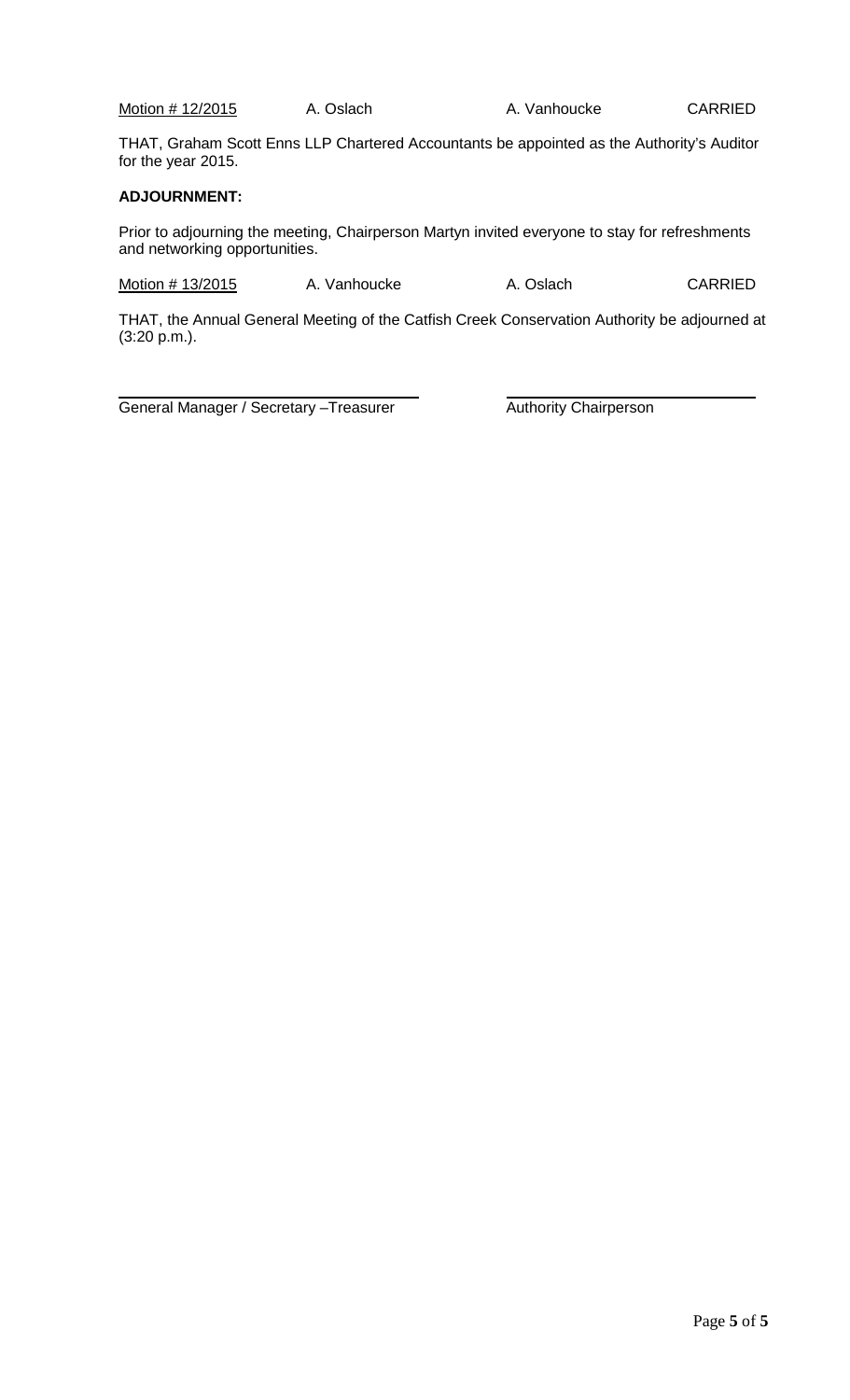Motion # 12/2015 A. Oslach A. Vanhoucke CARRIED

THAT, Graham Scott Enns LLP Chartered Accountants be appointed as the Authority's Auditor for the year 2015.

**ADJOURNMENT:**

Prior to adjourning the meeting, Chairperson Martyn invited everyone to stay for refreshments and networking opportunities.

Motion # 13/2015 A. Vanhoucke A. Oslach CARRIED

THAT, the Annual General Meeting of the Catfish Creek Conservation Authority be adjourned at (3:20 p.m.).

General Manager / Secretary –Treasurer

Authority Chairperson